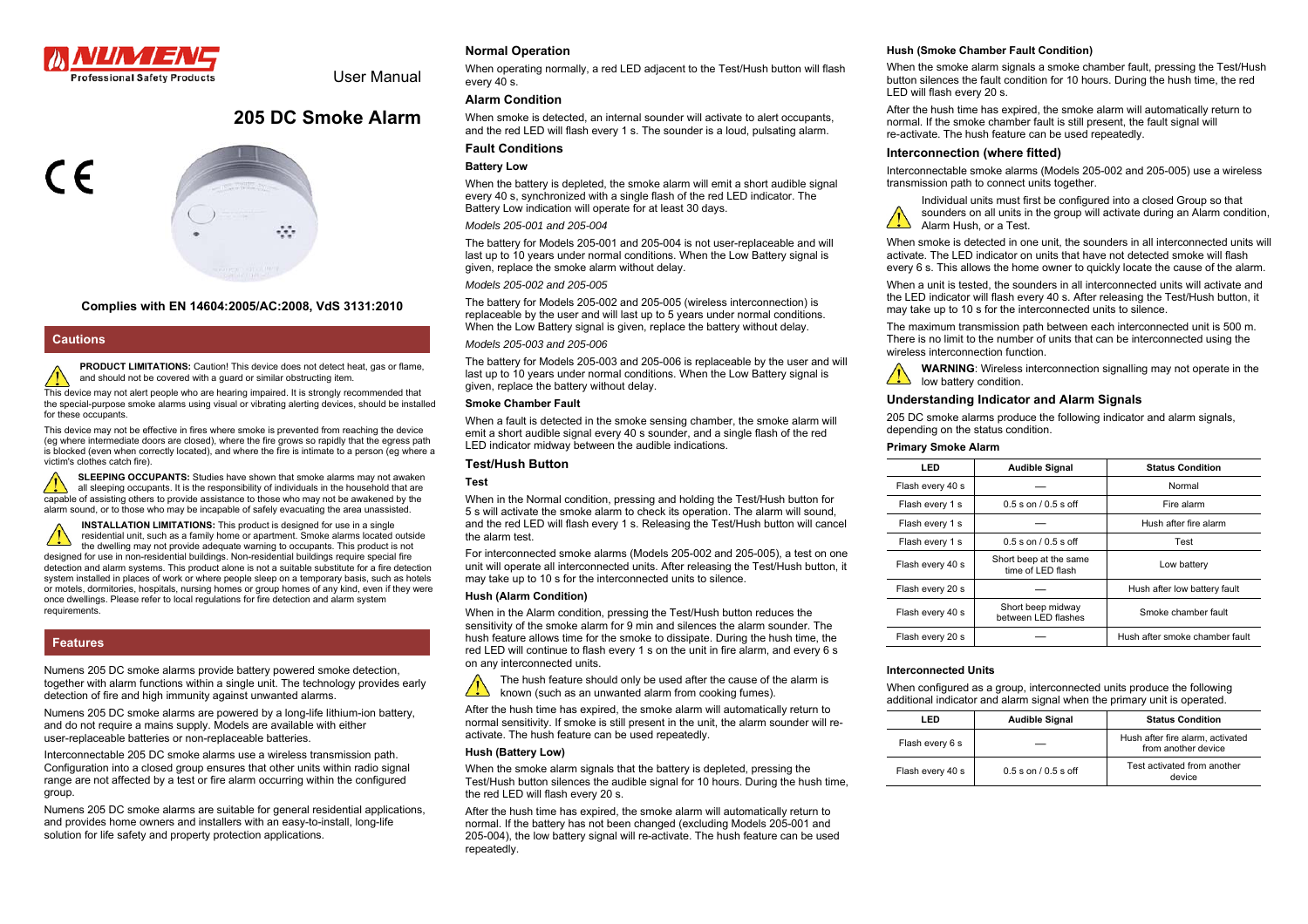NUMENS Professional Safety Products

User Manual

# 205 DC Smoke Alarm

**Complies with EN 14604:2005/AC:2008, VdS 3131:2010**

## Cautions

**PRODUCT LIMITATIONS:** Caution! This device does not detect heat, gas or flame, and should not be covered with a guard or similar obstructing item.

This device may not alert people who are hearing impaired. It is strongly recommended that the special-purpose smoke alarms using visual or vibrating alerting devices, should be installed for these occupants.

This device may not be effective in fires where smoke is prevented from reaching the device (eg where intermediate doors are closed), where the fire grows so rapidly that the egress path is blocked (even when correctly located), and where the fire is intimate to a person (eg where a victim's clothes catch fire).

**SLEEPING OCCUPANTS:** Studies have shown that smoke alarms may not awaken all sleeping occupants. It is the responsibility of individuals in the household that are capable of assisting others to provide assistance to those who may not be awakened by the alarm sound, or to those who may be incapable of safely evacuating the area unassisted.

**INSTALLATION LIMITATIONS:** This product is designed for use in a single residential unit, such as a family home or apartment. Smoke alarms located outside the dwelling may not provide adequate warning to occupants. This product is not designed for use in non-residential buildings. Non-residential buildings require special fire detection and alarm systems. This product alone is not a suitable substitute for a fire detection system installed in places of work or where people sleep on a temporary basis, such as hotels or motels, dormitories, hospitals, nursing homes or group homes of any kind, even if they were once dwellings. Please refer to local regulations for fire detection and alarm system requirements.

## Features

Numens 205 DC smoke alarms provide battery powered smoke detection, together with alarm functions within a single unit. The technology provides early detection of fire and high immunity against unwanted alarms.

Numens 205 DC smoke alarms are powered by a long-life lithium-ion battery, and do not require a mains supply. Models are available with either user-replaceable batteries or non-replaceable batteries.

Interconnectable 205 DC smoke alarms use a wireless transmission path. Configuration into a closed group ensures that other units within radio signal range are not affected by a test or fire alarm occurring within the configured group.

Numens 205 DC smoke alarms are suitable for general residential applications, and provides home owners and installers with an easy-to-install, long-life solution for life safety and property protection applications.

## Normal Operation

When operating normally, a red LED adjacent to the Test/Hush button will flash every 40 s.

## Alarm Condition

When smoke is detected, an internal sounder will activate to alert occupants, and the red LED will flash every 1 s. The sounder is a loud, pulsating alarm.

## Fault Conditions

### Battery Low

When the battery is depleted, the smoke alarm will emit a short audible signal every 40 s, synchronized with a single flash of the red LED indicator. The Battery Low indication will operate for at least 30 days.

*Models 205-001 and 205-004*

The battery for Models 205-001 and 205-004 is not user-replaceable and will last up to 10 years under normal conditions. When the Low Battery signal is given, replace the smoke alarm without delay.

*Models 205-002 and 205-005*

The battery for Models 205-002 and 205-005 (wireless interconnection) is replaceable by the user and will last up to 5 years under normal conditions. When the Low Battery signal is given, replace the battery without delay.

*Models 205-003 and 205-006*

The battery for Models 205-003 and 205-006 is replaceable by the user and will last up to 10 years under normal conditions. When the Low Battery signal is given, replace the battery without delay.

### Smoke Chamber Fault

When a fault is detected in the smoke sensing chamber, the smoke alarm will emit a short audible signal every 40 s sounder, and a single flash of the red LED indicator midway between the audible indications.

## Test/Hush Button

### Test

When in the Normal condition, pressing and holding the Test/Hush button for 5 s will activate the smoke alarm to check its operation. The alarm will sound, and the red LED will flash every 1 s. Releasing the Test/Hush button will cancel the alarm test.

For interconnected smoke alarms (Models 205-002 and 205-005), a test on one unit will operate all interconnected units. After releasing the Test/Hush button, it may take up to 10 s for the interconnected units to silence.

### Hush (Alarm Condition)

When in the Alarm condition, pressing the Test/Hush button reduces the sensitivity of the smoke alarm for 9 min and silences the alarm sounder. The hush feature allows time for the smoke to dissipate. During the hush time, the red LED will continue to flash every 1 s on the unit in fire alarm, and every 6 s on any interconnected units.

The hush feature should only be used after the cause of the alarm is known (such as an unwanted alarm from cooking fumes).

After the hush time has expired, the smoke alarm will automatically return to normal sensitivity. If smoke is still present in the unit, the alarm sounder will re-activate. The hush feature can be used repeatedly.

### Hush (Battery Low)

When the smoke alarm signals that the battery is depleted, pressing the Test/Hush button silences the audible signal for 10 hours. During the hush time, the red LED will flash every 20 s.

After the hush time has expired, the smoke alarm will automatically return to normal. If the battery has not been changed (excluding Models 205-001 and 205-004), the low battery signal will re-activate. The hush feature can be used repeatedly.

### Hush (Smoke Chamber Fault Condition)

When the smoke alarm signals a smoke chamber fault, pressing the Test/Hush button silences the fault condition for 10 hours. During the hush time, the red LED will flash every 20 s.

After the hush time has expired, the smoke alarm will automatically return to normal. If the smoke chamber fault is still present, the fault signal will re-activate. The hush feature can be used repeatedly.

## Interconnection (where fitted)

Interconnectable smoke alarms (Models 205-002 and 205-005) use a wireless transmission path to connect units together.

Individual units must first be configured into a closed Group so that sounders on all units in the group will activate during an Alarm condition, Alarm Hush, or a Test.

When smoke is detected in one unit, the sounders in all interconnected units will activate. The LED indicator on units that have not detected smoke will flash every 6 s. This allows the home owner to quickly locate the cause of the alarm.

When a unit is tested, the sounders in all interconnected units will activate and the LED indicator will flash every 40 s. After releasing the Test/Hush button, it may take up to 10 s for the interconnected units to silence.

The maximum transmission path between each interconnected unit is 500 m. There is no limit to the number of units that can be interconnected using the wireless interconnection function.

**WARNING**: Wireless interconnection signalling may not operate in the low battery condition.

## Understanding Indicator and Alarm Signals

205 DC smoke alarms produce the following indicator and alarm signals, depending on the status condition.

### Primary Smoke Alarm

| LED | Audible Signal | Status Condition |
|---|---|---|
| Flash every 40 s | — | Normal |
| Flash every 1 s | 0.5 s on / 0.5 s off | Fire alarm |
| Flash every 1 s | — | Hush after fire alarm |
| Flash every 1 s | 0.5 s on / 0.5 s off | Test |
| Flash every 40 s | Short beep at the same time of LED flash | Low battery |
| Flash every 20 s | — | Hush after low battery fault |
| Flash every 40 s | Short beep midway between LED flashes | Smoke chamber fault |
| Flash every 20 s | — | Hush after smoke chamber fault |

### Interconnected Units

When configured as a group, interconnected units produce the following additional indicator and alarm signal when the primary unit is operated.

| LED | Audible Signal | Status Condition |
|---|---|---|
| Flash every 6 s | — | Hush after fire alarm, activated from another device |
| Flash every 40 s | 0.5 s on / 0.5 s off | Test activated from another device |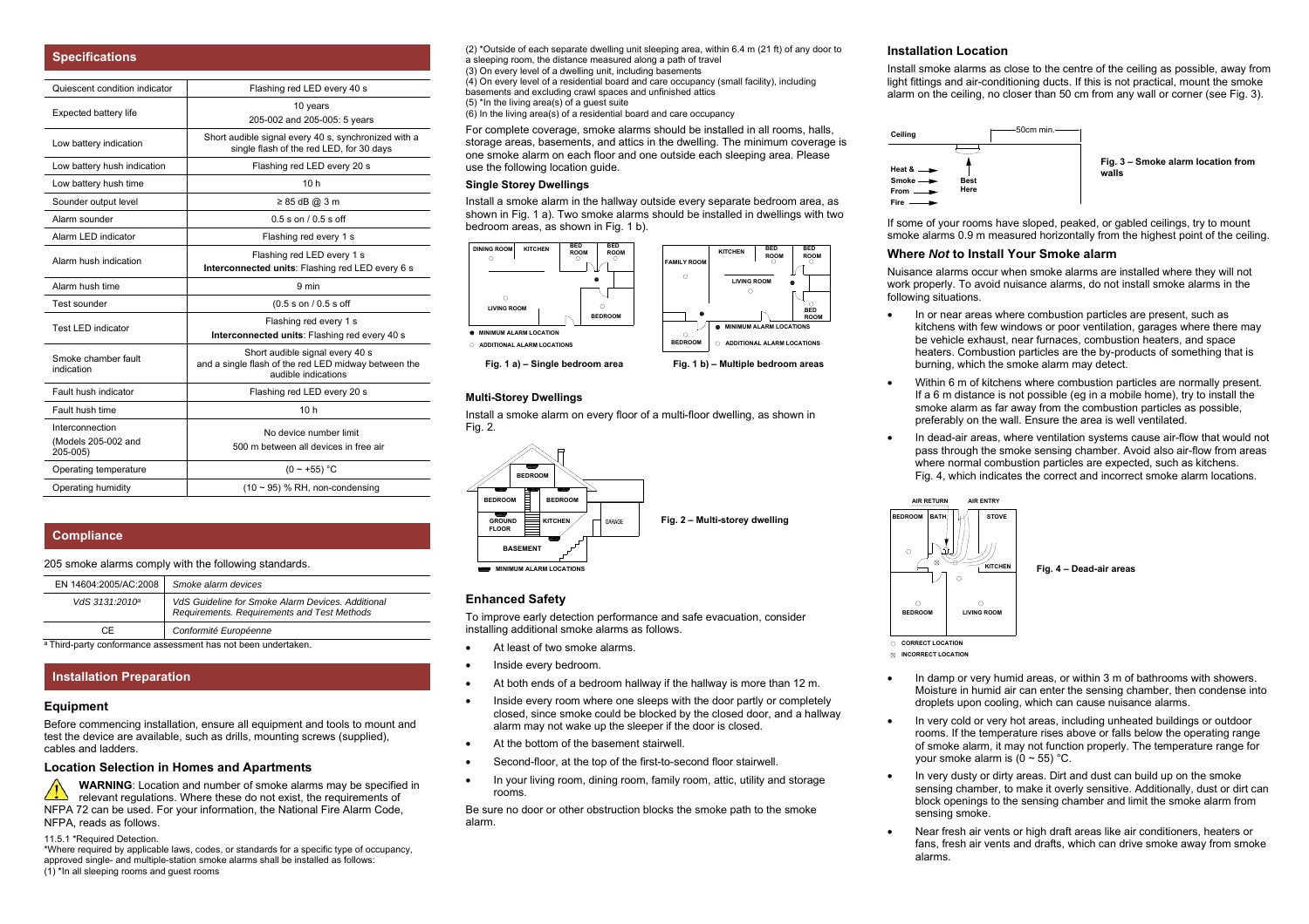## Specifications

| Quiescent condition indicator | Flashing red LED every 40 s |
|---|---|
| Expected battery life | 10 years<br>205-002 and 205-005: 5 years |
| Low battery indication | Short audible signal every 40 s, synchronized with a single flash of the red LED, for 30 days |
| Low battery hush indication | Flashing red LED every 20 s |
| Low battery hush time | 10 h |
| Sounder output level | ≥ 85 dB @ 3 m |
| Alarm sounder | 0.5 s on / 0.5 s off |
| Alarm LED indicator | Flashing red every 1 s |
| Alarm hush indication | Flashing red every 1 s<br>**Interconnected units**: Flashing red LED every 6 s |
| Alarm hush time | 9 min |
| Test sounder | (0.5 s on / 0.5 s off |
| Test LED indicator | Flashing red every 1 s<br>**Interconnected units**: Flashing red every 40 s |
| Smoke chamber fault indication | Short audible signal every 40 s and a single flash of the red LED midway between the audible indications |
| Fault hush indicator | Flashing red LED every 20 s |
| Fault hush time | 10 h |
| Interconnection<br>(Models 205-002 and 205-005) | No device number limit<br>500 m between all devices in free air |
| Operating temperature | (0 ~ +55) °C |
| Operating humidity | (10 ~ 95) % RH, non-condensing |

## Compliance

205 smoke alarms comply with the following standards.

| EN 14604:2005/AC:2008 | *Smoke alarm devices* |
|---|---|
| *VdS 3131:2010*[a] | *VdS Guideline for Smoke Alarm Devices. Additional Requirements. Requirements and Test Methods* |
| CE | *Conformité Européenne* |

[a] Third-party conformance assessment has not been undertaken.

## Installation Preparation

### Equipment

Before commencing installation, ensure all equipment and tools to mount and test the device are available, such as drills, mounting screws (supplied), cables and ladders.

### Location Selection in Homes and Apartments

**WARNING**: Location and number of smoke alarms may be specified in relevant regulations. Where these do not exist, the requirements of NFPA 72 can be used. For your information, the National Fire Alarm Code, NFPA, reads as follows.

11.5.1 *Required Detection.
*Where required by applicable laws, codes, or standards for a specific type of occupancy, approved single- and multiple-station smoke alarms shall be installed as follows:
(1) *In all sleeping rooms and guest rooms
(2) *Outside of each separate dwelling unit sleeping area, within 6.4 m (21 ft) of any door to a sleeping room, the distance measured along a path of travel
(3) On every level of a dwelling unit, including basements
(4) On every level of a residential board and care occupancy (small facility), including basements and excluding crawl spaces and unfinished attics
(5) *In the living area(s) of a guest suite
(6) In the living area(s) of a residential board and care occupancy

For complete coverage, smoke alarms should be installed in all rooms, halls, storage areas, basements, and attics in the dwelling. The minimum coverage is one smoke alarm on each floor and one outside each sleeping area. Please use the following location guide.

#### Single Storey Dwellings

Install a smoke alarm in the hallway outside every separate bedroom area, as shown in Fig. 1 a). Two smoke alarms should be installed in dwellings with two bedroom areas, as shown in Fig. 1 b).

DINING ROOM, KITCHEN, BED ROOM, BED ROOM, LIVING ROOM, BEDROOM
● MINIMUM ALARM LOCATION
○ ADDITIONAL ALARM LOCATIONS

**Fig. 1 a) – Single bedroom area**

FAMILY ROOM, KITCHEN, BED ROOM, BED ROOM, LIVING ROOM, BED ROOM, BEDROOM
● MINIMUM ALARM LOCATIONS
○ ADDITIONAL ALARM LOCATIONS

**Fig. 1 b) – Multiple bedroom areas**

#### Multi-Storey Dwellings

Install a smoke alarm on every floor of a multi-floor dwelling, as shown in Fig. 2.

BEDROOM, BEDROOM, BEDROOM, GROUND FLOOR, KITCHEN, GARAGE, BASEMENT
MINIMUM ALARM LOCATIONS

**Fig. 2 – Multi-storey dwelling**

### Enhanced Safety

To improve early detection performance and safe evacuation, consider installing additional smoke alarms as follows.

- At least of two smoke alarms.
- Inside every bedroom.
- At both ends of a bedroom hallway if the hallway is more than 12 m.
- Inside every room where one sleeps with the door partly or completely closed, since smoke could be blocked by the closed door, and a hallway alarm may not wake up the sleeper if the door is closed.
- At the bottom of the basement stairwell.
- Second-floor, at the top of the first-to-second floor stairwell.
- In your living room, dining room, family room, attic, utility and storage rooms.

Be sure no door or other obstruction blocks the smoke path to the smoke alarm.

### Installation Location

Install smoke alarms as close to the centre of the ceiling as possible, away from light fittings and air-conditioning ducts. If this is not practical, mount the smoke alarm on the ceiling, no closer than 50 cm from any wall or corner (see Fig. 3).

Ceiling, 50cm min., Heat & Smoke From Fire, Best Here

**Fig. 3 – Smoke alarm location from walls**

If some of your rooms have sloped, peaked, or gabled ceilings, try to mount smoke alarms 0.9 m measured horizontally from the highest point of the ceiling.

### Where *Not* to Install Your Smoke alarm

Nuisance alarms occur when smoke alarms are installed where they will not work properly. To avoid nuisance alarms, do not install smoke alarms in the following situations.

- In or near areas where combustion particles are present, such as kitchens with few windows or poor ventilation, garages where there may be vehicle exhaust, near furnaces, combustion heaters, and space heaters. Combustion particles are the by-products of something that is burning, which the smoke alarm may detect.
- Within 6 m of kitchens where combustion particles are normally present. If a 6 m distance is not possible (eg in a mobile home), try to install the smoke alarm as far away from the combustion particles as possible, preferably on the wall. Ensure the area is well ventilated.
- In dead-air areas, where ventilation systems cause air-flow that would not pass through the smoke sensing chamber. Avoid also air-flow from areas where normal combustion particles are expected, such as kitchens. Fig. 4, which indicates the correct and incorrect smoke alarm locations.

AIR RETURN, AIR ENTRY, BEDROOM, BATH, STOVE, KITCHEN, BEDROOM, LIVING ROOM
○ CORRECT LOCATION
⊠ INCORRECT LOCATION

**Fig. 4 – Dead-air areas**

- In damp or very humid areas, or within 3 m of bathrooms with showers. Moisture in humid air can enter the sensing chamber, then condense into droplets upon cooling, which can cause nuisance alarms.
- In very cold or very hot areas, including unheated buildings or outdoor rooms. If the temperature rises above or falls below the operating range of smoke alarm, it may not function properly. The temperature range for your smoke alarm is (0 ~ 55) °C.
- In very dusty or dirty areas. Dirt and dust can build up on the smoke sensing chamber, to make it overly sensitive. Additionally, dust or dirt can block openings to the sensing chamber and limit the smoke alarm from sensing smoke.
- Near fresh air vents or high draft areas like air conditioners, heaters or fans, fresh air vents and drafts, which can drive smoke away from smoke alarms.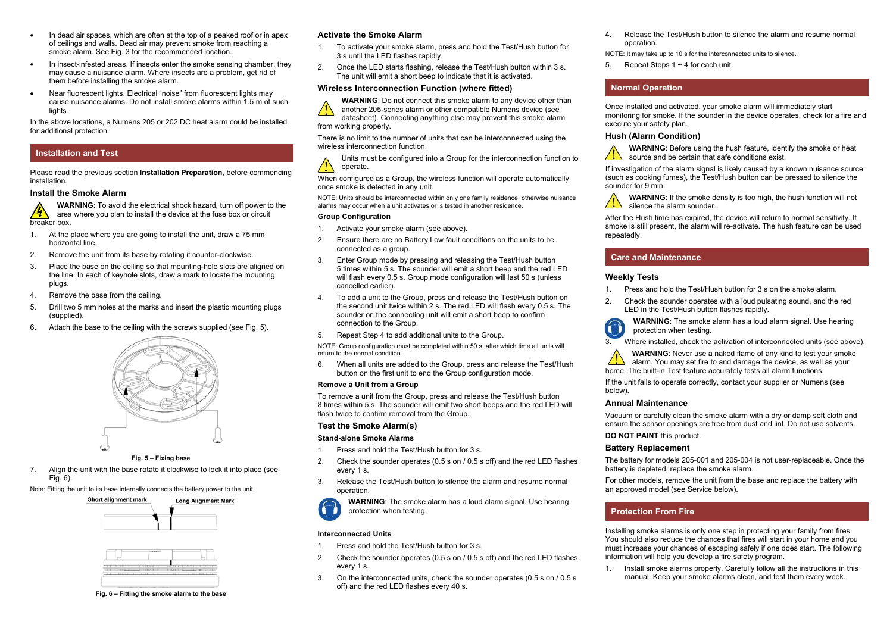- In dead air spaces, which are often at the top of a peaked roof or in apex of ceilings and walls. Dead air may prevent smoke from reaching a smoke alarm. See Fig. 3 for the recommended location.
- In insect-infested areas. If insects enter the smoke sensing chamber, they may cause a nuisance alarm. Where insects are a problem, get rid of them before installing the smoke alarm.
- Near fluorescent lights. Electrical "noise" from fluorescent lights may cause nuisance alarms. Do not install smoke alarms within 1.5 m of such lights.

In the above locations, a Numens 205 or 202 DC heat alarm could be installed for additional protection.

## Installation and Test

Please read the previous section **Installation Preparation**, before commencing installation.

### Install the Smoke Alarm

**WARNING**: To avoid the electrical shock hazard, turn off power to the area where you plan to install the device at the fuse box or circuit breaker box.

1. At the place where you are going to install the unit, draw a 75 mm horizontal line.
2. Remove the unit from its base by rotating it counter-clockwise.
3. Place the base on the ceiling so that mounting-hole slots are aligned on the line. In each of keyhole slots, draw a mark to locate the mounting plugs.
4. Remove the base from the ceiling.
5. Drill two 5 mm holes at the marks and insert the plastic mounting plugs (supplied).
6. Attach the base to the ceiling with the screws supplied (see Fig. 5).

**Fig. 5 – Fixing base**

7. Align the unit with the base rotate it clockwise to lock it into place (see Fig. 6).

Note: Fitting the unit to its base internally connects the battery power to the unit.

Short alignment mark    Long Alignment Mark

**Fig. 6 – Fitting the smoke alarm to the base**

### Activate the Smoke Alarm

1. To activate your smoke alarm, press and hold the Test/Hush button for 3 s until the LED flashes rapidly.
2. Once the LED starts flashing, release the Test/Hush button within 3 s. The unit will emit a short beep to indicate that it is activated.

### Wireless Interconnection Function (where fitted)

**WARNING**: Do not connect this smoke alarm to any device other than another 205-series alarm or other compatible Numens device (see datasheet). Connecting anything else may prevent this smoke alarm from working properly.

There is no limit to the number of units that can be interconnected using the wireless interconnection function.

Units must be configured into a Group for the interconnection function to operate.

When configured as a Group, the wireless function will operate automatically once smoke is detected in any unit.

NOTE: Units should be interconnected within only one family residence, otherwise nuisance alarms may occur when a unit activates or is tested in another residence.

#### Group Configuration

1. Activate your smoke alarm (see above).
2. Ensure there are no Battery Low fault conditions on the units to be connected as a group.
3. Enter Group mode by pressing and releasing the Test/Hush button 5 times within 5 s. The sounder will emit a short beep and the red LED will flash every 0.5 s. Group mode configuration will last 50 s (unless cancelled earlier).
4. To add a unit to the Group, press and release the Test/Hush button on the second unit twice within 2 s. The red LED will flash every 0.5 s. The sounder on the connecting unit will emit a short beep to confirm connection to the Group.
5. Repeat Step 4 to add additional units to the Group.

NOTE: Group configuration must be completed within 50 s, after which time all units will return to the normal condition.

6. When all units are added to the Group, press and release the Test/Hush button on the first unit to end the Group configuration mode.

#### Remove a Unit from a Group

To remove a unit from the Group, press and release the Test/Hush button 8 times within 5 s. The sounder will emit two short beeps and the red LED will flash twice to confirm removal from the Group.

### Test the Smoke Alarm(s)

#### Stand-alone Smoke Alarms

1. Press and hold the Test/Hush button for 3 s.
2. Check the sounder operates (0.5 s on / 0.5 s off) and the red LED flashes every 1 s.
3. Release the Test/Hush button to silence the alarm and resume normal operation.

**WARNING**: The smoke alarm has a loud alarm signal. Use hearing protection when testing.

#### Interconnected Units

1. Press and hold the Test/Hush button for 3 s.
2. Check the sounder operates (0.5 s on / 0.5 s off) and the red LED flashes every 1 s.
3. On the interconnected units, check the sounder operates (0.5 s on / 0.5 s off) and the red LED flashes every 40 s.
4. Release the Test/Hush button to silence the alarm and resume normal operation.

NOTE: It may take up to 10 s for the interconnected units to silence.

5. Repeat Steps 1 ~ 4 for each unit.

## Normal Operation

Once installed and activated, your smoke alarm will immediately start monitoring for smoke. If the sounder in the device operates, check for a fire and execute your safety plan.

### Hush (Alarm Condition)

**WARNING**: Before using the hush feature, identify the smoke or heat source and be certain that safe conditions exist.

If investigation of the alarm signal is likely caused by a known nuisance source (such as cooking fumes), the Test/Hush button can be pressed to silence the sounder for 9 min.

**WARNING**: If the smoke density is too high, the hush function will not silence the alarm sounder.

After the Hush time has expired, the device will return to normal sensitivity. If smoke is still present, the alarm will re-activate. The hush feature can be used repeatedly.

## Care and Maintenance

### Weekly Tests

1. Press and hold the Test/Hush button for 3 s on the smoke alarm.
2. Check the sounder operates with a loud pulsating sound, and the red LED in the Test/Hush button flashes rapidly.

**WARNING**: The smoke alarm has a loud alarm signal. Use hearing protection when testing.

3. Where installed, check the activation of interconnected units (see above).

**WARNING**: Never use a naked flame of any kind to test your smoke alarm. You may set fire to and damage the device, as well as your home. The built-in Test feature accurately tests all alarm functions.

If the unit fails to operate correctly, contact your supplier or Numens (see below).

### Annual Maintenance

Vacuum or carefully clean the smoke alarm with a dry or damp soft cloth and ensure the sensor openings are free from dust and lint. Do not use solvents.

**DO NOT PAINT** this product.

### Battery Replacement

The battery for models 205-001 and 205-004 is not user-replaceable. Once the battery is depleted, replace the smoke alarm.

For other models, remove the unit from the base and replace the battery with an approved model (see Service below).

## Protection From Fire

Installing smoke alarms is only one step in protecting your family from fires. You should also reduce the chances that fires will start in your home and you must increase your chances of escaping safely if one does start. The following information will help you develop a fire safety program.

1. Install smoke alarms properly. Carefully follow all the instructions in this manual. Keep your smoke alarms clean, and test them every week.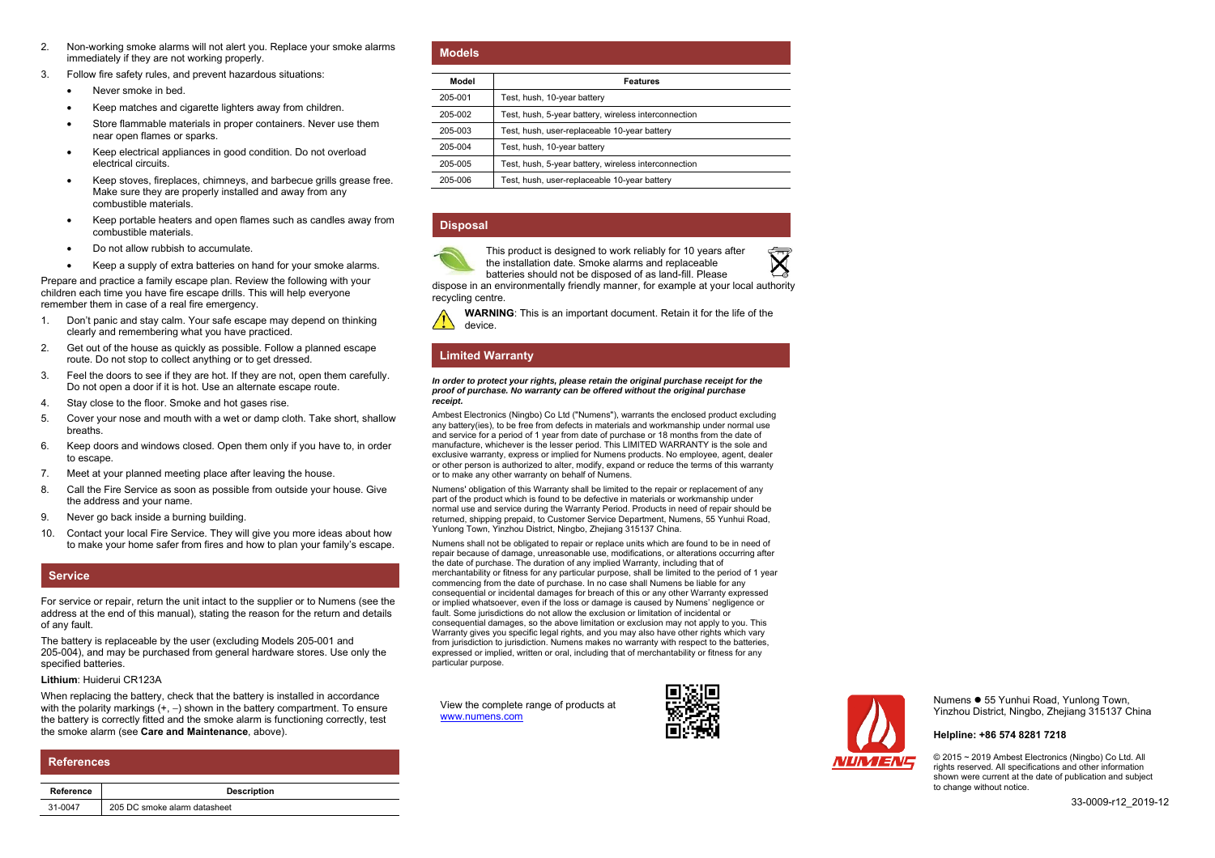2. Non-working smoke alarms will not alert you. Replace your smoke alarms immediately if they are not working properly.
3. Follow fire safety rules, and prevent hazardous situations:
   - Never smoke in bed.
   - Keep matches and cigarette lighters away from children.
   - Store flammable materials in proper containers. Never use them near open flames or sparks.
   - Keep electrical appliances in good condition. Do not overload electrical circuits.
   - Keep stoves, fireplaces, chimneys, and barbecue grills grease free. Make sure they are properly installed and away from any combustible materials.
   - Keep portable heaters and open flames such as candles away from combustible materials.
   - Do not allow rubbish to accumulate.
   - Keep a supply of extra batteries on hand for your smoke alarms.

Prepare and practice a family escape plan. Review the following with your children each time you have fire escape drills. This will help everyone remember them in case of a real fire emergency.

1. Don't panic and stay calm. Your safe escape may depend on thinking clearly and remembering what you have practiced.
2. Get out of the house as quickly as possible. Follow a planned escape route. Do not stop to collect anything or to get dressed.
3. Feel the doors to see if they are hot. If they are not, open them carefully. Do not open a door if it is hot. Use an alternate escape route.
4. Stay close to the floor. Smoke and hot gases rise.
5. Cover your nose and mouth with a wet or damp cloth. Take short, shallow breaths.
6. Keep doors and windows closed. Open them only if you have to, in order to escape.
7. Meet at your planned meeting place after leaving the house.
8. Call the Fire Service as soon as possible from outside your house. Give the address and your name.
9. Never go back inside a burning building.
10. Contact your local Fire Service. They will give you more ideas about how to make your home safer from fires and how to plan your family's escape.

## Service

For service or repair, return the unit intact to the supplier or to Numens (see the address at the end of this manual), stating the reason for the return and details of any fault.

The battery is replaceable by the user (excluding Models 205-001 and 205-004), and may be purchased from general hardware stores. Use only the specified batteries.

**Lithium**: Huiderui CR123A

When replacing the battery, check that the battery is installed in accordance with the polarity markings (+, –) shown in the battery compartment. To ensure the battery is correctly fitted and the smoke alarm is functioning correctly, test the smoke alarm (see **Care and Maintenance**, above).

## References

| Reference | Description |
|---|---|
| 31-0047 | 205 DC smoke alarm datasheet |

## Models

| Model | Features |
|---|---|
| 205-001 | Test, hush, 10-year battery |
| 205-002 | Test, hush, 5-year battery, wireless interconnection |
| 205-003 | Test, hush, user-replaceable 10-year battery |
| 205-004 | Test, hush, 10-year battery |
| 205-005 | Test, hush, 5-year battery, wireless interconnection |
| 205-006 | Test, hush, user-replaceable 10-year battery |

## Disposal

This product is designed to work reliably for 10 years after the installation date. Smoke alarms and replaceable batteries should not be disposed of as land-fill. Please dispose in an environmentally friendly manner, for example at your local authority recycling centre.

**WARNING**: This is an important document. Retain it for the life of the device.

## Limited Warranty

***In order to protect your rights, please retain the original purchase receipt for the proof of purchase. No warranty can be offered without the original purchase receipt.***

Ambest Electronics (Ningbo) Co Ltd ("Numens"), warrants the enclosed product excluding any battery(ies), to be free from defects in materials and workmanship under normal use and service for a period of 1 year from date of purchase or 18 months from the date of manufacture, whichever is the lesser period. This LIMITED WARRANTY is the sole and exclusive warranty, express or implied for Numens products. No employee, agent, dealer or other person is authorized to alter, modify, expand or reduce the terms of this warranty or to make any other warranty on behalf of Numens.

Numens' obligation of this Warranty shall be limited to the repair or replacement of any part of the product which is found to be defective in materials or workmanship under normal use and service during the Warranty Period. Products in need of repair should be returned, shipping prepaid, to Customer Service Department, Numens, 55 Yunhui Road, Yunlong Town, Yinzhou District, Ningbo, Zhejiang 315137 China.

Numens shall not be obligated to repair or replace units which are found to be in need of repair because of damage, unreasonable use, modifications, or alterations occurring after the date of purchase. The duration of any implied Warranty, including that of merchantability or fitness for any particular purpose, shall be limited to the period of 1 year commencing from the date of purchase. In no case shall Numens be liable for any consequential or incidental damages for breach of this or any other Warranty expressed or implied whatsoever, even if the loss or damage is caused by Numens' negligence or fault. Some jurisdictions do not allow the exclusion or limitation of incidental or consequential damages, so the above limitation or exclusion may not apply to you. This Warranty gives you specific legal rights, and you may also have other rights which vary from jurisdiction to jurisdiction. Numens makes no warranty with respect to the batteries, expressed or implied, written or oral, including that of merchantability or fitness for any particular purpose.

View the complete range of products at [www.numens.com](http://www.numens.com)

Numens ● 55 Yunhui Road, Yunlong Town, Yinzhou District, Ningbo, Zhejiang 315137 China

**Helpline: +86 574 8281 7218**

© 2015 ~ 2019 Ambest Electronics (Ningbo) Co Ltd. All rights reserved. All specifications and other information shown were current at the date of publication and subject to change without notice.

33-0009-r12_2019-12